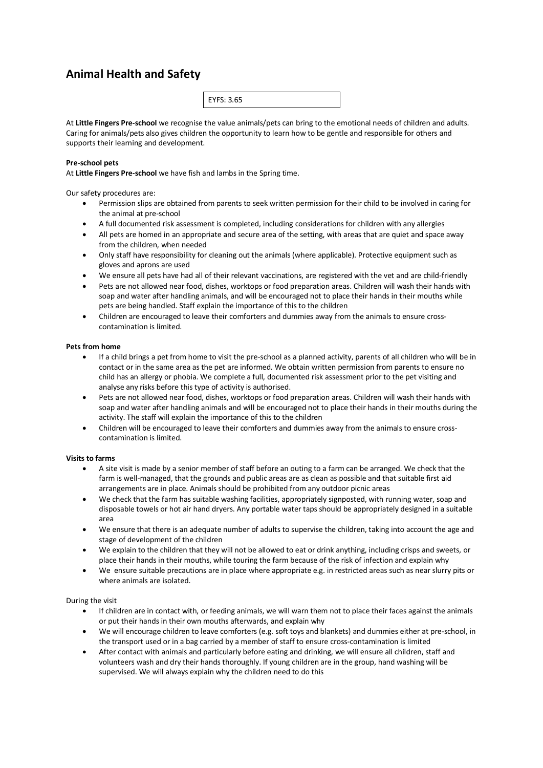# Animal Health and Safety

EYFS: 3.65

At **Little Fingers Pre-school** we recognise the value animals/pets can bring to the emotional needs of children and adults. Caring for animals/pets also gives children the opportunity to learn how to be gentle and responsible for others and supports their learning and development.

**Pre-school pets**

At **Little Fingers Pre-school** we have fish and lambs in the Spring time.

Our safety procedures are:

- Permission slips are obtained from parents to seek written permission for their child to be involved in caring for the animal at pre-school
- A full documented risk assessment is completed, including considerations for children with any allergies
- All pets are homed in an appropriate and secure area of the setting, with areas that are quiet and space away from the children, when needed
- Only staff have responsibility for cleaning out the animals (where applicable). Protective equipment such as gloves and aprons are used
- We ensure all pets have had all of their relevant vaccinations, are registered with the vet and are child-friendly
- Pets are not allowed near food, dishes, worktops or food preparation areas. Children will wash their hands with soap and water after handling animals, and will be encouraged not to place their hands in their mouths while pets are being handled. Staff explain the importance of this to the children
- Children are encouraged to leave their comforters and dummies away from the animals to ensure cross-contamination is limited.

**Pets from home**

- If a child brings a pet from home to visit the pre-school as a planned activity, parents of all children who will be in contact or in the same area as the pet are informed. We obtain written permission from parents to ensure no child has an allergy or phobia. We complete a full, documented risk assessment prior to the pet visiting and analyse any risks before this type of activity is authorised.
- Pets are not allowed near food, dishes, worktops or food preparation areas. Children will wash their hands with soap and water after handling animals and will be encouraged not to place their hands in their mouths during the activity. The staff will explain the importance of this to the children
- Children will be encouraged to leave their comforters and dummies away from the animals to ensure cross-contamination is limited.

**Visits to farms**

- A site visit is made by a senior member of staff before an outing to a farm can be arranged. We check that the farm is well-managed, that the grounds and public areas are as clean as possible and that suitable first aid arrangements are in place. Animals should be prohibited from any outdoor picnic areas
- We check that the farm has suitable washing facilities, appropriately signposted, with running water, soap and disposable towels or hot air hand dryers. Any portable water taps should be appropriately designed in a suitable area
- We ensure that there is an adequate number of adults to supervise the children, taking into account the age and stage of development of the children
- We explain to the children that they will not be allowed to eat or drink anything, including crisps and sweets, or place their hands in their mouths, while touring the farm because of the risk of infection and explain why
- We ensure suitable precautions are in place where appropriate e.g. in restricted areas such as near slurry pits or where animals are isolated.

During the visit

- If children are in contact with, or feeding animals, we will warn them not to place their faces against the animals or put their hands in their own mouths afterwards, and explain why
- We will encourage children to leave comforters (e.g. soft toys and blankets) and dummies either at pre-school, in the transport used or in a bag carried by a member of staff to ensure cross-contamination is limited
- After contact with animals and particularly before eating and drinking, we will ensure all children, staff and volunteers wash and dry their hands thoroughly. If young children are in the group, hand washing will be supervised. We will always explain why the children need to do this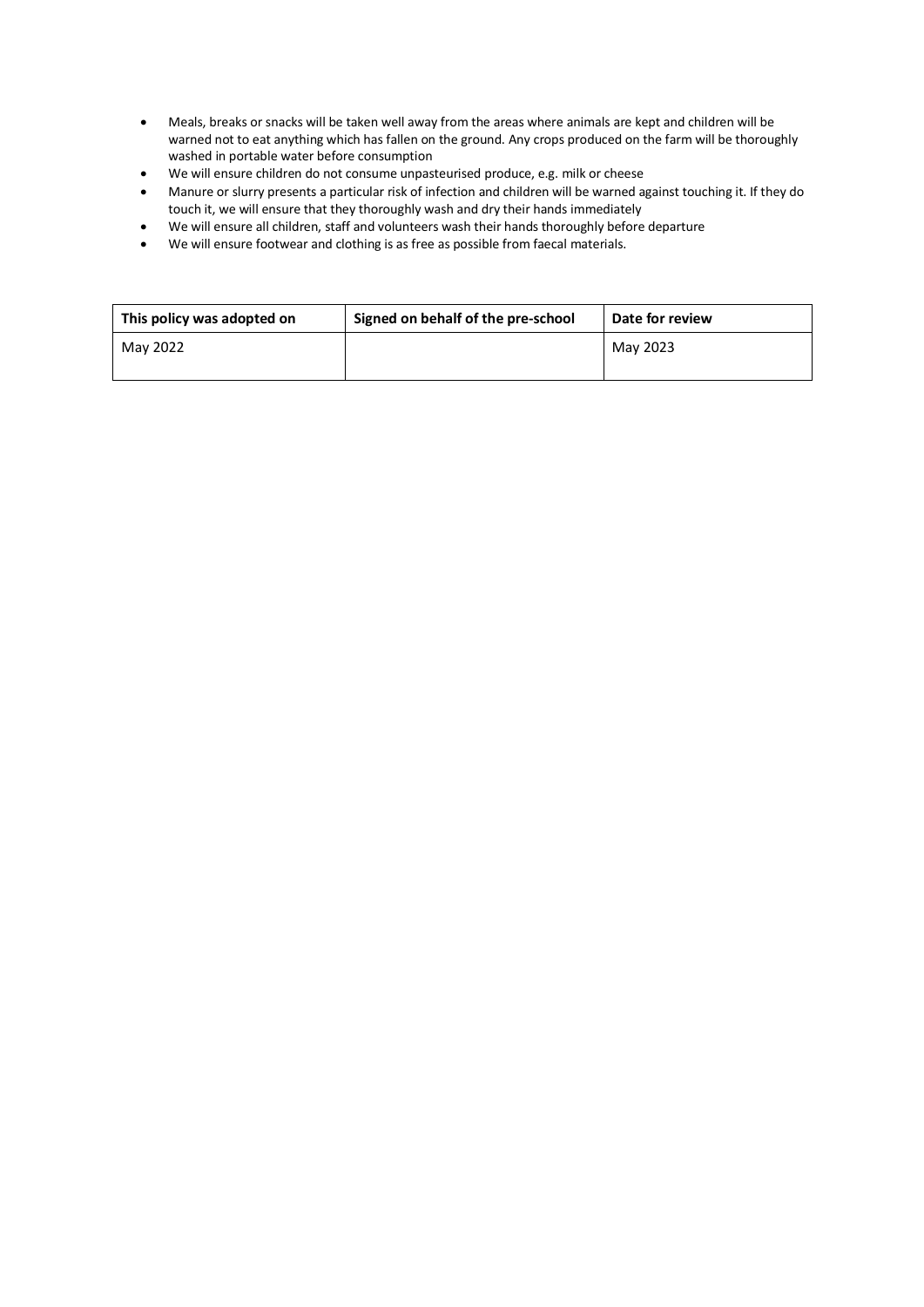- Meals, breaks or snacks will be taken well away from the areas where animals are kept and children will be warned not to eat anything which has fallen on the ground. Any crops produced on the farm will be thoroughly washed in portable water before consumption
- We will ensure children do not consume unpasteurised produce, e.g. milk or cheese
- Manure or slurry presents a particular risk of infection and children will be warned against touching it. If they do touch it, we will ensure that they thoroughly wash and dry their hands immediately
- We will ensure all children, staff and volunteers wash their hands thoroughly before departure
- We will ensure footwear and clothing is as free as possible from faecal materials.

| This policy was adopted on | Signed on behalf of the pre-school | Date for review |
|---|---|---|
| May 2022 | | May 2023 |